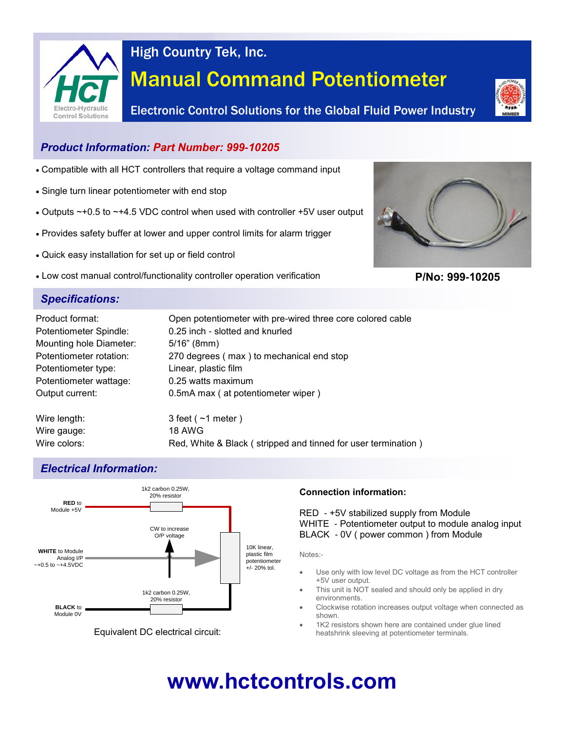# High Country Tek, Inc.

# Manual Command Potentiometer

Electronic Control Solutions for the Global Fluid Power Industry

## *Product Information: Part Number: 999-10205*

- Compatible with all HCT controllers that require a voltage command input
- Single turn linear potentiometer with end stop
- Outputs ~+0.5 to ~+4.5 VDC control when used with controller +5V user output
- Provides safety buffer at lower and upper control limits for alarm trigger
- Quick easy installation for set up or field control
- Low cost manual control/functionality controller operation verification

**P/No: 999-10205**

## *Specifications:*

| | |
|---|---|
| Product format: | Open potentiometer with pre-wired three core colored cable |
| Potentiometer Spindle: | 0.25 inch - slotted and knurled |
| Mounting hole Diameter: | 5/16" (8mm) |
| Potentiometer rotation: | 270 degrees ( max ) to mechanical end stop |
| Potentiometer type: | Linear, plastic film |
| Potentiometer wattage: | 0.25 watts maximum |
| Output current: | 0.5mA max ( at potentiometer wiper ) |
| Wire length: | 3 feet ( ~1 meter ) |
| Wire gauge: | 18 AWG |
| Wire colors: | Red, White & Black ( stripped and tinned for user termination ) |

## *Electrical Information:*

1k2 carbon 0.25W, 20% resistor

**RED** to Module +5V

CW to increase O/P voltage

**WHITE** to Module Analog I/P ~+0.5 to ~+4.5VDC

10K linear, plastic film potentiometer +/- 20% tol.

1k2 carbon 0.25W, 20% resistor

**BLACK** to Module 0V

Equivalent DC electrical circuit:

**Connection information:**

RED - +5V stabilized supply from Module
WHITE - Potentiometer output to module analog input
BLACK - 0V ( power common ) from Module

Notes:-

- Use only with low level DC voltage as from the HCT controller +5V user output.
- This unit is NOT sealed and should only be applied in dry environments.
- Clockwise rotation increases output voltage when connected as shown.
- 1K2 resistors shown here are contained under glue lined heatshrink sleeving at potentiometer terminals.

**www.hctcontrols.com**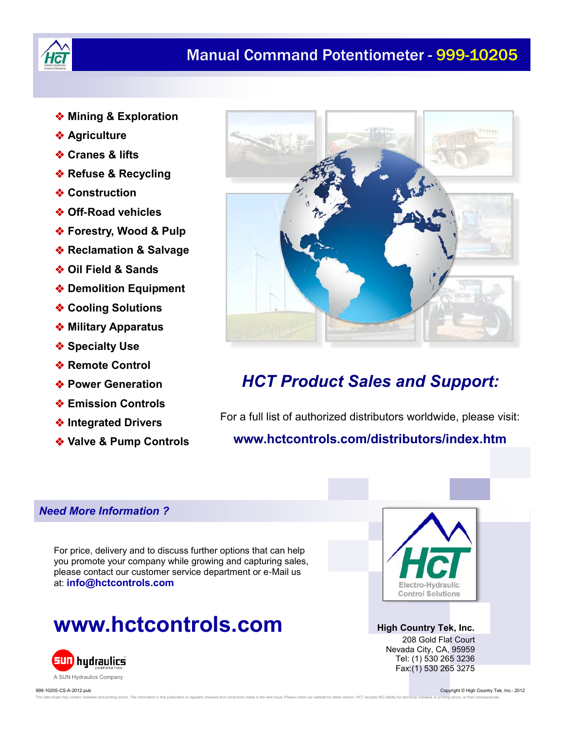# Manual Command Potentiometer - 999-10205

- Mining & Exploration
- Agriculture
- Cranes & lifts
- Refuse & Recycling
- Construction
- Off-Road vehicles
- Forestry, Wood & Pulp
- Reclamation & Salvage
- Oil Field & Sands
- Demolition Equipment
- Cooling Solutions
- Military Apparatus
- Specialty Use
- Remote Control
- Power Generation
- Emission Controls
- Integrated Drivers
- Valve & Pump Controls

## *HCT Product Sales and Support:*

For a full list of authorized distributors worldwide, please visit:

**www.hctcontrols.com/distributors/index.htm**

## *Need More Information ?*

For price, delivery and to discuss further options that can help you promote your company while growing and capturing sales, please contact our customer service department or e-Mail us at: **info@hctcontrols.com**

# www.hctcontrols.com

A SUN Hydraulics Company

HCT Electro-Hydraulic Control Solutions

**High Country Tek, Inc.**
208 Gold Flat Court
Nevada City, CA, 95959
Tel: (1) 530 265 3236
Fax:(1) 530 265 3275

999-10205-CS-A-2012.pub

Copyright © High Country Tek, Inc.- 2012

This data sheet may contain mistakes and printing errors. The information in this publication is regularly checked and corrections made in the next issue. Please check our website for latest version. HCT accepts NO liability for technical mistakes or printing errors, or their consequences.